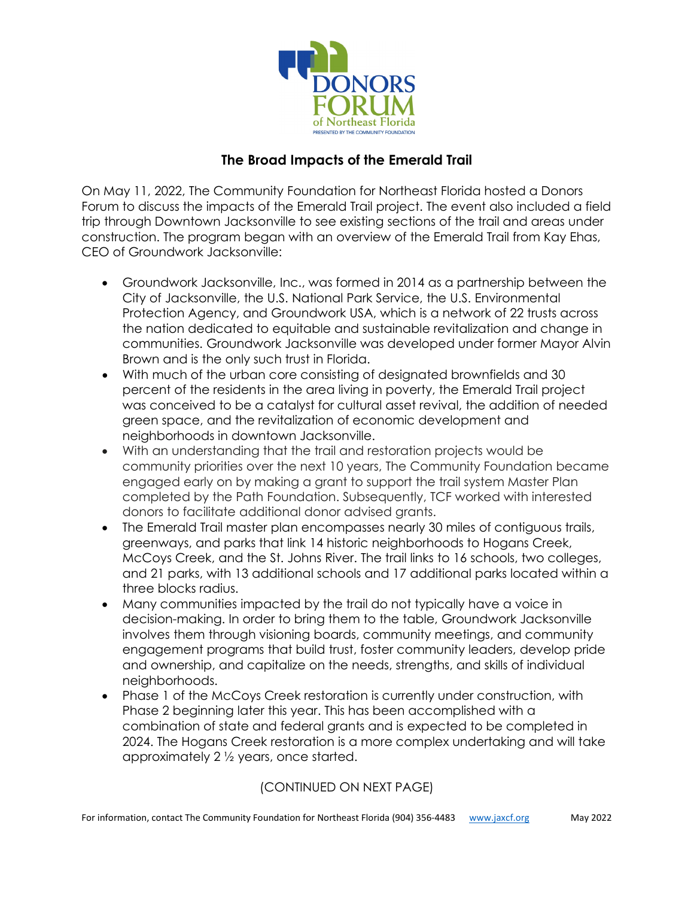# The Broad Impacts of the Emerald Trail

On May 11, 2022, The Community Foundation for Northeast Florida hosted a Donors Forum to discuss the impacts of the Emerald Trail project. The event also included a field trip through Downtown Jacksonville to see existing sections of the trail and areas under construction. The program began with an overview of the Emerald Trail from Kay Ehas, CEO of Groundwork Jacksonville:

- Groundwork Jacksonville, Inc., was formed in 2014 as a partnership between the City of Jacksonville, the U.S. National Park Service, the U.S. Environmental Protection Agency, and Groundwork USA, which is a network of 22 trusts across the nation dedicated to equitable and sustainable revitalization and change in communities. Groundwork Jacksonville was developed under former Mayor Alvin Brown and is the only such trust in Florida.
- With much of the urban core consisting of designated brownfields and 30 percent of the residents in the area living in poverty, the Emerald Trail project was conceived to be a catalyst for cultural asset revival, the addition of needed green space, and the revitalization of economic development and neighborhoods in downtown Jacksonville.
- With an understanding that the trail and restoration projects would be community priorities over the next 10 years, The Community Foundation became engaged early on by making a grant to support the trail system Master Plan completed by the Path Foundation. Subsequently, TCF worked with interested donors to facilitate additional donor advised grants.
- The Emerald Trail master plan encompasses nearly 30 miles of contiguous trails, greenways, and parks that link 14 historic neighborhoods to Hogans Creek, McCoys Creek, and the St. Johns River. The trail links to 16 schools, two colleges, and 21 parks, with 13 additional schools and 17 additional parks located within a three blocks radius.
- Many communities impacted by the trail do not typically have a voice in decision-making. In order to bring them to the table, Groundwork Jacksonville involves them through visioning boards, community meetings, and community engagement programs that build trust, foster community leaders, develop pride and ownership, and capitalize on the needs, strengths, and skills of individual neighborhoods.
- Phase 1 of the McCoys Creek restoration is currently under construction, with Phase 2 beginning later this year. This has been accomplished with a combination of state and federal grants and is expected to be completed in 2024. The Hogans Creek restoration is a more complex undertaking and will take approximately 2 ½ years, once started.

(CONTINUED ON NEXT PAGE)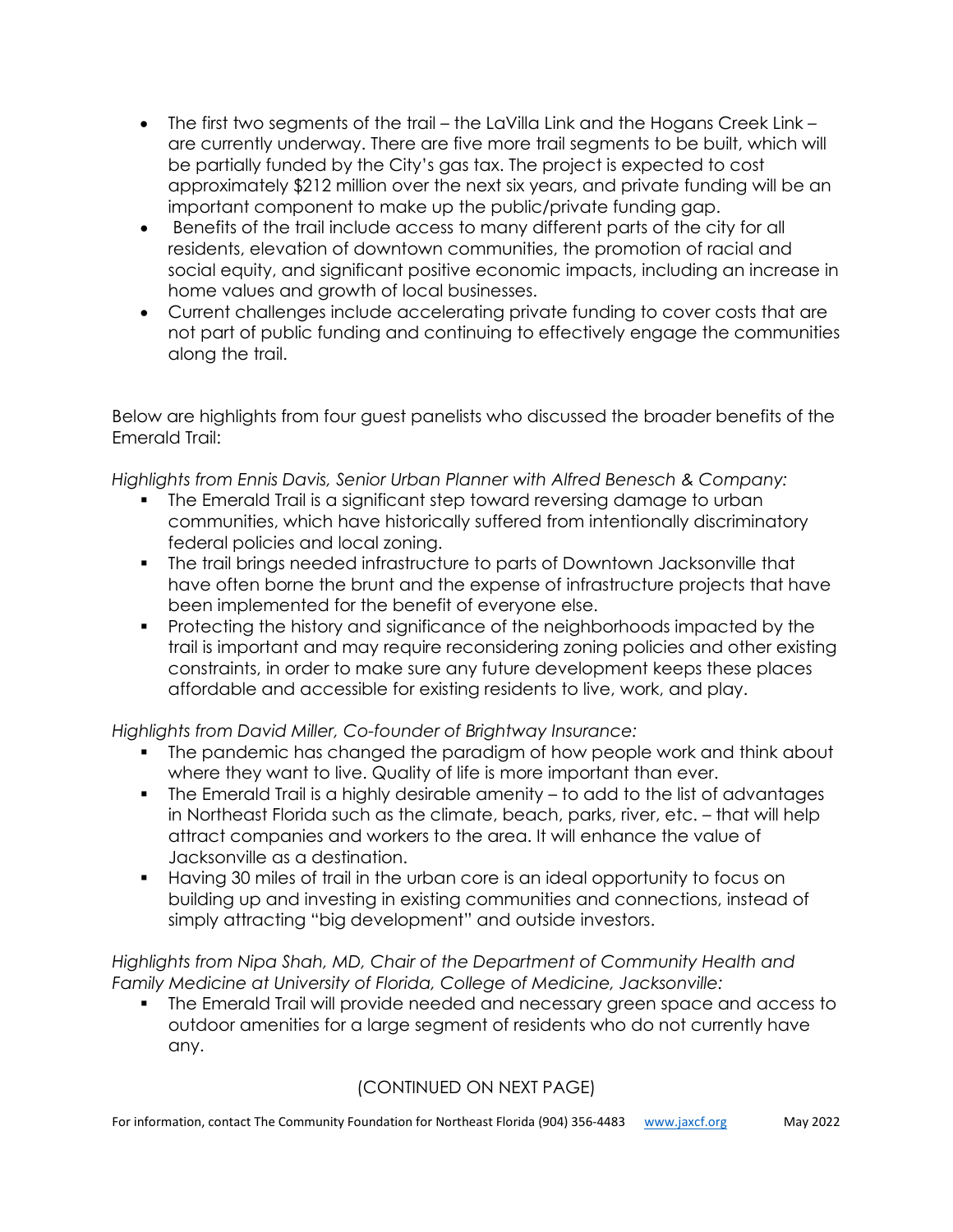- The first two segments of the trail – the LaVilla Link and the Hogans Creek Link – are currently underway. There are five more trail segments to be built, which will be partially funded by the City's gas tax. The project is expected to cost approximately $212 million over the next six years, and private funding will be an important component to make up the public/private funding gap.
- Benefits of the trail include access to many different parts of the city for all residents, elevation of downtown communities, the promotion of racial and social equity, and significant positive economic impacts, including an increase in home values and growth of local businesses.
- Current challenges include accelerating private funding to cover costs that are not part of public funding and continuing to effectively engage the communities along the trail.

Below are highlights from four guest panelists who discussed the broader benefits of the Emerald Trail:

*Highlights from Ennis Davis, Senior Urban Planner with Alfred Benesch & Company:*

- The Emerald Trail is a significant step toward reversing damage to urban communities, which have historically suffered from intentionally discriminatory federal policies and local zoning.
- The trail brings needed infrastructure to parts of Downtown Jacksonville that have often borne the brunt and the expense of infrastructure projects that have been implemented for the benefit of everyone else.
- Protecting the history and significance of the neighborhoods impacted by the trail is important and may require reconsidering zoning policies and other existing constraints, in order to make sure any future development keeps these places affordable and accessible for existing residents to live, work, and play.

*Highlights from David Miller, Co-founder of Brightway Insurance:*

- The pandemic has changed the paradigm of how people work and think about where they want to live. Quality of life is more important than ever.
- The Emerald Trail is a highly desirable amenity – to add to the list of advantages in Northeast Florida such as the climate, beach, parks, river, etc. – that will help attract companies and workers to the area. It will enhance the value of Jacksonville as a destination.
- Having 30 miles of trail in the urban core is an ideal opportunity to focus on building up and investing in existing communities and connections, instead of simply attracting "big development" and outside investors.

*Highlights from Nipa Shah, MD, Chair of the Department of Community Health and Family Medicine at University of Florida, College of Medicine, Jacksonville:*

- The Emerald Trail will provide needed and necessary green space and access to outdoor amenities for a large segment of residents who do not currently have any.

(CONTINUED ON NEXT PAGE)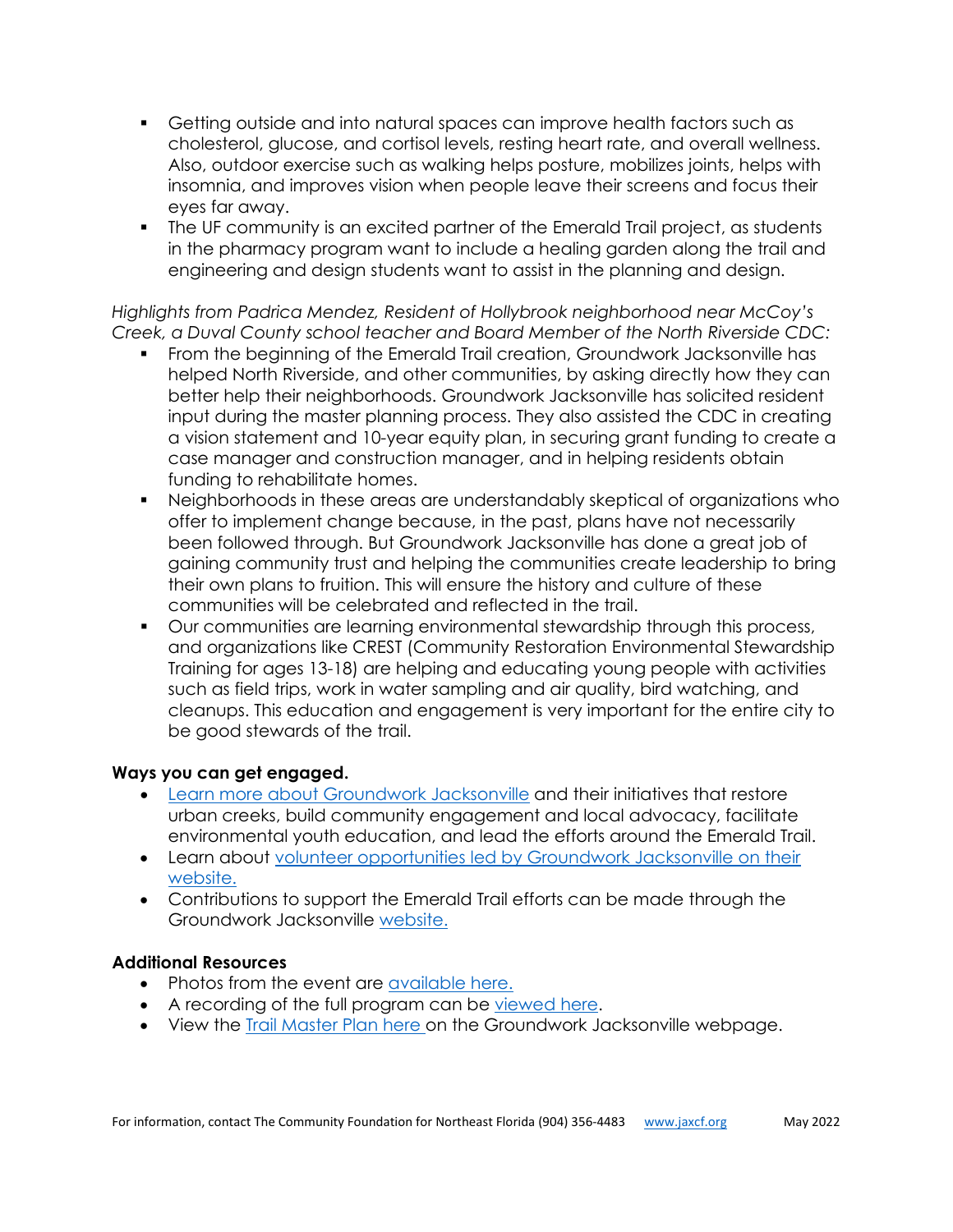- Getting outside and into natural spaces can improve health factors such as cholesterol, glucose, and cortisol levels, resting heart rate, and overall wellness. Also, outdoor exercise such as walking helps posture, mobilizes joints, helps with insomnia, and improves vision when people leave their screens and focus their eyes far away.
- The UF community is an excited partner of the Emerald Trail project, as students in the pharmacy program want to include a healing garden along the trail and engineering and design students want to assist in the planning and design.

*Highlights from Padrica Mendez, Resident of Hollybrook neighborhood near McCoy's Creek, a Duval County school teacher and Board Member of the North Riverside CDC:*

- From the beginning of the Emerald Trail creation, Groundwork Jacksonville has helped North Riverside, and other communities, by asking directly how they can better help their neighborhoods. Groundwork Jacksonville has solicited resident input during the master planning process. They also assisted the CDC in creating a vision statement and 10-year equity plan, in securing grant funding to create a case manager and construction manager, and in helping residents obtain funding to rehabilitate homes.
- Neighborhoods in these areas are understandably skeptical of organizations who offer to implement change because, in the past, plans have not necessarily been followed through. But Groundwork Jacksonville has done a great job of gaining community trust and helping the communities create leadership to bring their own plans to fruition. This will ensure the history and culture of these communities will be celebrated and reflected in the trail.
- Our communities are learning environmental stewardship through this process, and organizations like CREST (Community Restoration Environmental Stewardship Training for ages 13-18) are helping and educating young people with activities such as field trips, work in water sampling and air quality, bird watching, and cleanups. This education and engagement is very important for the entire city to be good stewards of the trail.

**Ways you can get engaged.**

- Learn more about Groundwork Jacksonville and their initiatives that restore urban creeks, build community engagement and local advocacy, facilitate environmental youth education, and lead the efforts around the Emerald Trail.
- Learn about volunteer opportunities led by Groundwork Jacksonville on their website.
- Contributions to support the Emerald Trail efforts can be made through the Groundwork Jacksonville website.

**Additional Resources**

- Photos from the event are available here.
- A recording of the full program can be viewed here.
- View the Trail Master Plan here on the Groundwork Jacksonville webpage.

For information, contact The Community Foundation for Northeast Florida (904) 356-4483 www.jaxcf.org May 2022